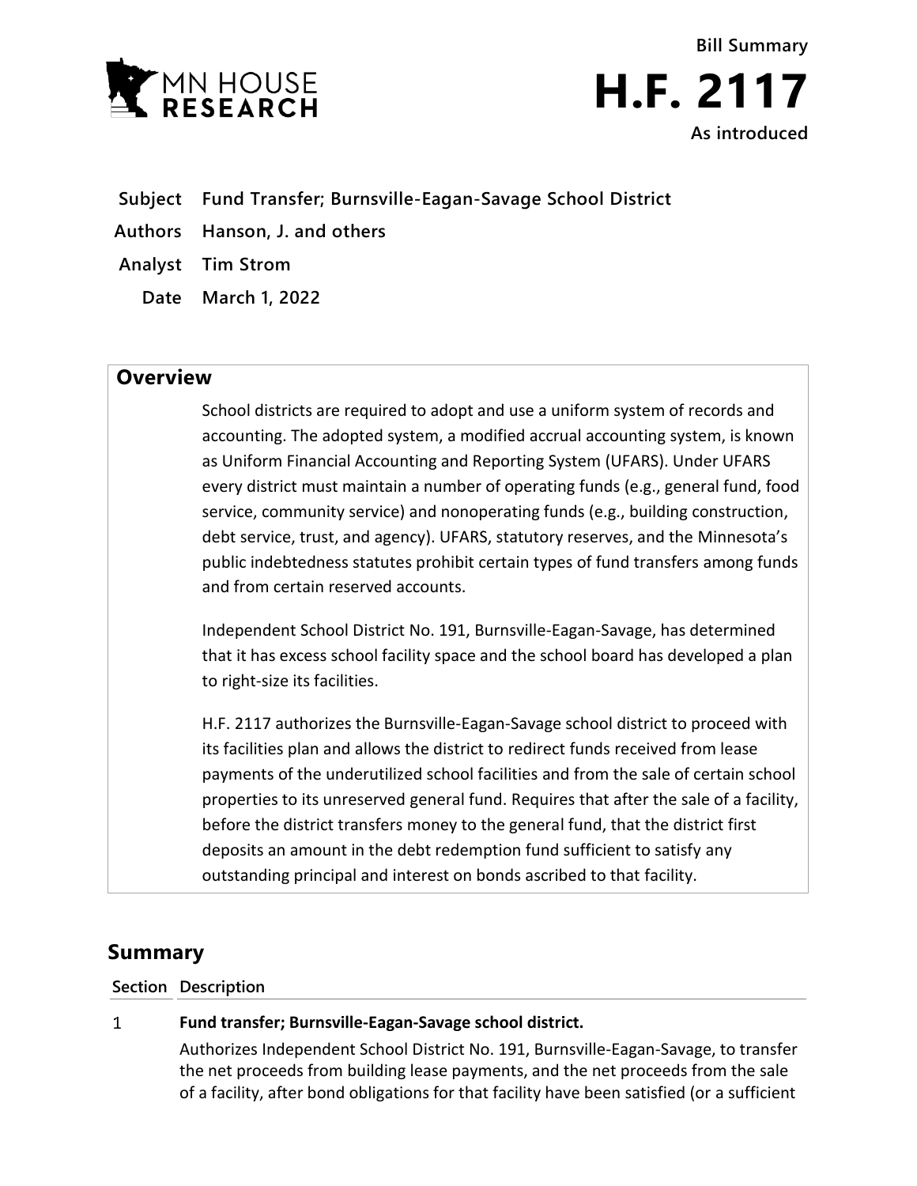Bill Summary

# H.F. 2117

As introduced

**Subject** Fund Transfer; Burnsville-Eagan-Savage School District

**Authors** Hanson, J. and others

**Analyst** Tim Strom

**Date** March 1, 2022

## Overview

School districts are required to adopt and use a uniform system of records and accounting. The adopted system, a modified accrual accounting system, is known as Uniform Financial Accounting and Reporting System (UFARS). Under UFARS every district must maintain a number of operating funds (e.g., general fund, food service, community service) and nonoperating funds (e.g., building construction, debt service, trust, and agency). UFARS, statutory reserves, and the Minnesota's public indebtedness statutes prohibit certain types of fund transfers among funds and from certain reserved accounts.

Independent School District No. 191, Burnsville-Eagan-Savage, has determined that it has excess school facility space and the school board has developed a plan to right-size its facilities.

H.F. 2117 authorizes the Burnsville-Eagan-Savage school district to proceed with its facilities plan and allows the district to redirect funds received from lease payments of the underutilized school facilities and from the sale of certain school properties to its unreserved general fund. Requires that after the sale of a facility, before the district transfers money to the general fund, that the district first deposits an amount in the debt redemption fund sufficient to satisfy any outstanding principal and interest on bonds ascribed to that facility.

## Summary

| Section | Description |
|---|---|
| 1 | **Fund transfer; Burnsville-Eagan-Savage school district.** Authorizes Independent School District No. 191, Burnsville-Eagan-Savage, to transfer the net proceeds from building lease payments, and the net proceeds from the sale of a facility, after bond obligations for that facility have been satisfied (or a sufficient |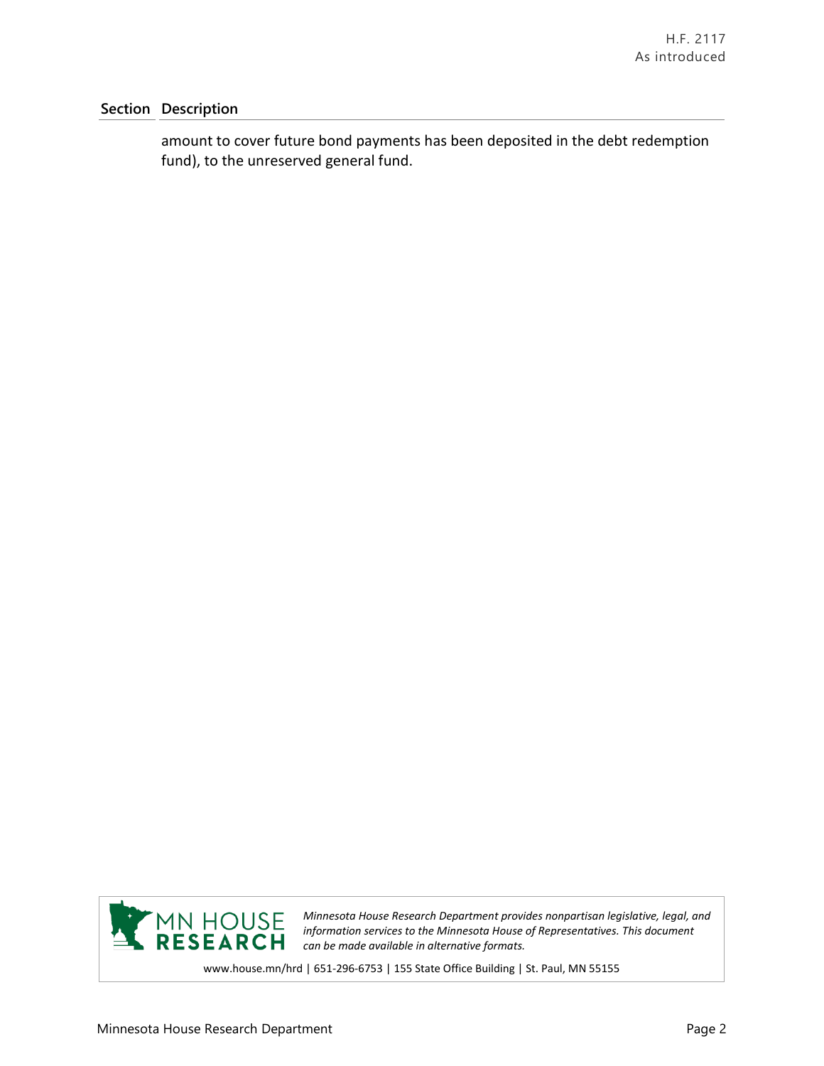| Section | Description |
|---|---|
| | amount to cover future bond payments has been deposited in the debt redemption fund), to the unreserved general fund. |

*Minnesota House Research Department provides nonpartisan legislative, legal, and information services to the Minnesota House of Representatives. This document can be made available in alternative formats.*

www.house.mn/hrd | 651-296-6753 | 155 State Office Building | St. Paul, MN 55155